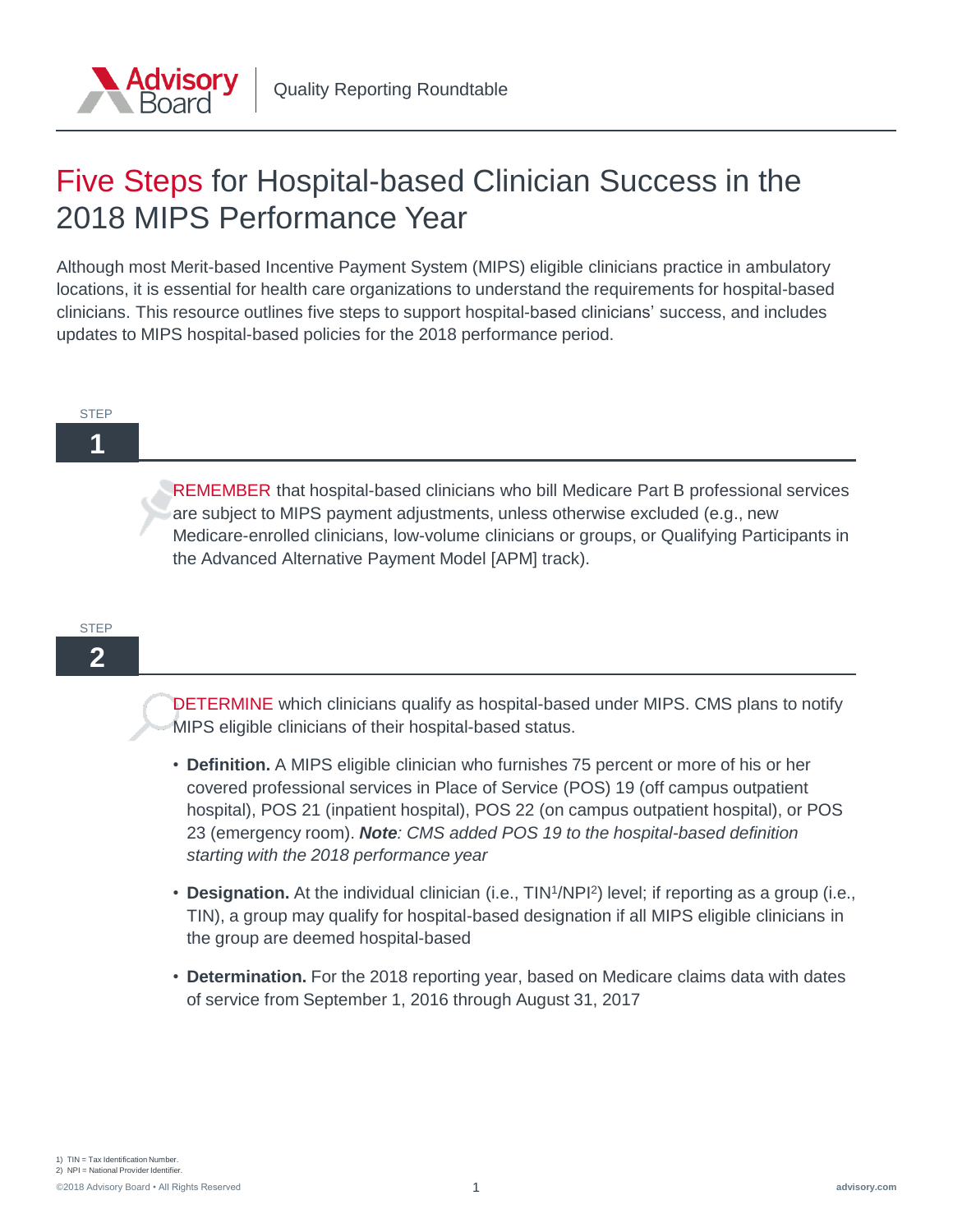# Five Steps for Hospital-based Clinician Success in the 2018 MIPS Performance Year

Although most Merit-based Incentive Payment System (MIPS) eligible clinicians practice in ambulatory locations, it is essential for health care organizations to understand the requirements for hospital-based clinicians. This resource outlines five steps to support hospital-based clinicians' success, and includes updates to MIPS hospital-based policies for the 2018 performance period.

## STEP 1

REMEMBER that hospital-based clinicians who bill Medicare Part B professional services are subject to MIPS payment adjustments, unless otherwise excluded (e.g., new Medicare-enrolled clinicians, low-volume clinicians or groups, or Qualifying Participants in the Advanced Alternative Payment Model [APM] track).

## STEP 2

DETERMINE which clinicians qualify as hospital-based under MIPS. CMS plans to notify MIPS eligible clinicians of their hospital-based status.

- **Definition.** A MIPS eligible clinician who furnishes 75 percent or more of his or her covered professional services in Place of Service (POS) 19 (off campus outpatient hospital), POS 21 (inpatient hospital), POS 22 (on campus outpatient hospital), or POS 23 (emergency room). ***Note****: CMS added POS 19 to the hospital-based definition starting with the 2018 performance year*
- **Designation.** At the individual clinician (i.e., TIN[1]/NPI[2]) level; if reporting as a group (i.e., TIN), a group may qualify for hospital-based designation if all MIPS eligible clinicians in the group are deemed hospital-based
- **Determination.** For the 2018 reporting year, based on Medicare claims data with dates of service from September 1, 2016 through August 31, 2017

1) TIN = Tax Identification Number.
2) NPI = National Provider Identifier.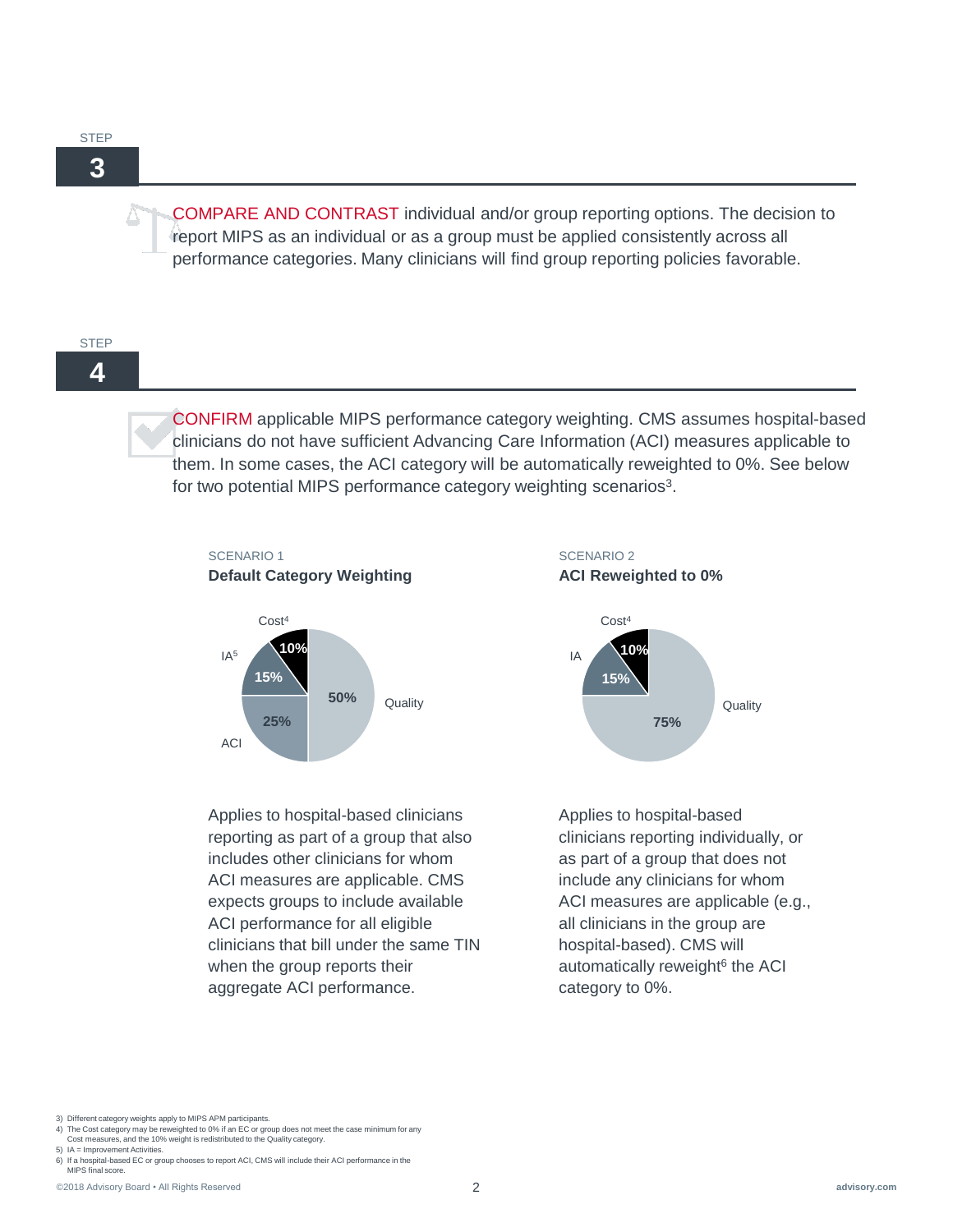STEP

## 3

COMPARE AND CONTRAST individual and/or group reporting options. The decision to report MIPS as an individual or as a group must be applied consistently across all performance categories. Many clinicians will find group reporting policies favorable.

STEP

## 4

CONFIRM applicable MIPS performance category weighting. CMS assumes hospital-based clinicians do not have sufficient Advancing Care Information (ACI) measures applicable to them. In some cases, the ACI category will be automatically reweighted to 0%. See below for two potential MIPS performance category weighting scenarios[3].

SCENARIO 1

**Default Category Weighting**

| Category | Weight |
|---|---|
| Quality | 50% |
| ACI | 25% |
| IA[5] | 15% |
| Cost[4] | 10% |

Applies to hospital-based clinicians reporting as part of a group that also includes other clinicians for whom ACI measures are applicable. CMS expects groups to include available ACI performance for all eligible clinicians that bill under the same TIN when the group reports their aggregate ACI performance.

SCENARIO 2

**ACI Reweighted to 0%**

| Category | Weight |
|---|---|
| Quality | 75% |
| IA | 15% |
| Cost[4] | 10% |

Applies to hospital-based clinicians reporting individually, or as part of a group that does not include any clinicians for whom ACI measures are applicable (e.g., all clinicians in the group are hospital-based). CMS will automatically reweight[6] the ACI category to 0%.

3) Different category weights apply to MIPS APM participants.
4) The Cost category may be reweighted to 0% if an EC or group does not meet the case minimum for any Cost measures, and the 10% weight is redistributed to the Quality category.
5) IA = Improvement Activities.
6) If a hospital-based EC or group chooses to report ACI, CMS will include their ACI performance in the MIPS final score.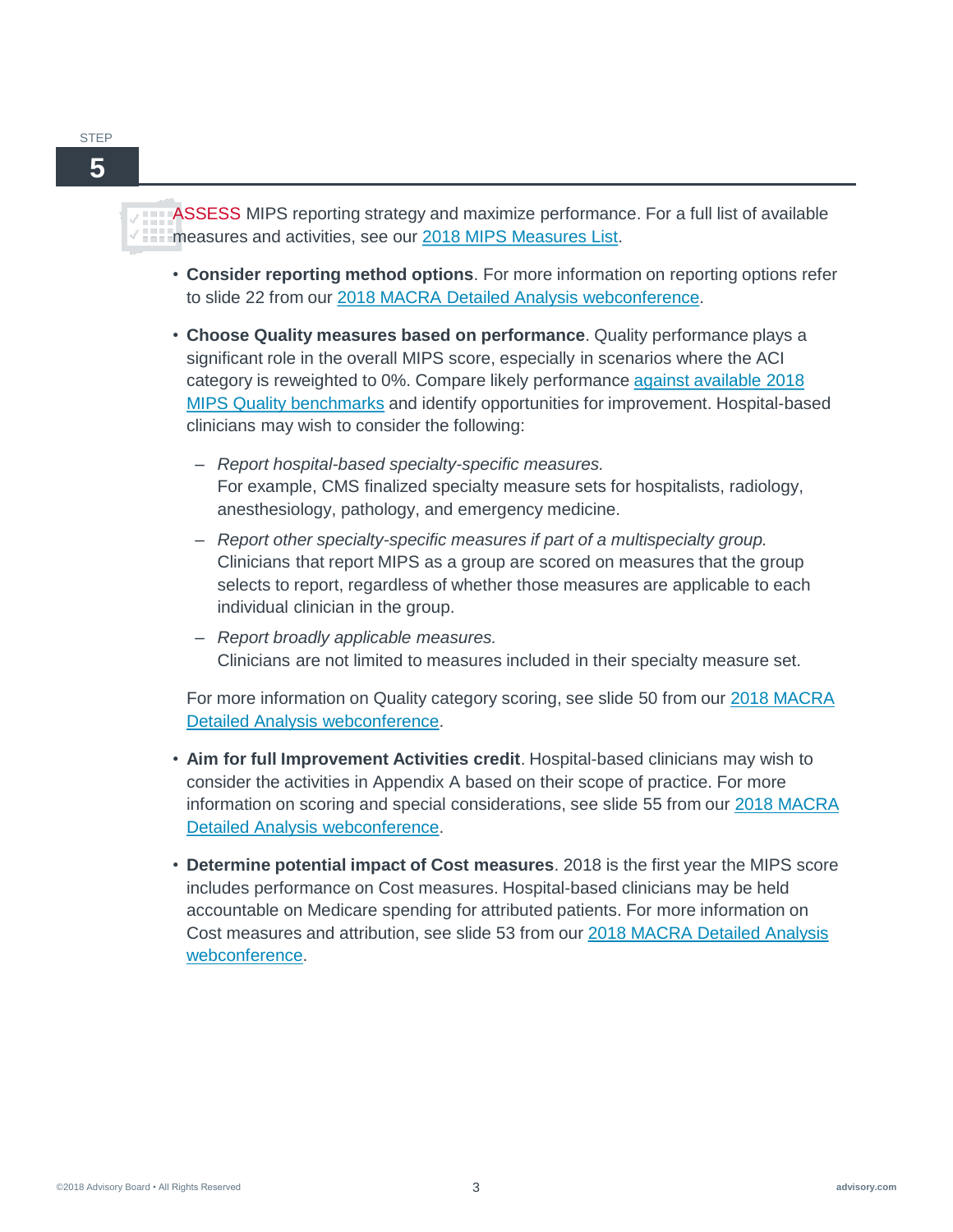STEP

## 5

ASSESS MIPS reporting strategy and maximize performance. For a full list of available measures and activities, see our 2018 MIPS Measures List.

- **Consider reporting method options**. For more information on reporting options refer to slide 22 from our 2018 MACRA Detailed Analysis webconference.
- **Choose Quality measures based on performance**. Quality performance plays a significant role in the overall MIPS score, especially in scenarios where the ACI category is reweighted to 0%. Compare likely performance against available 2018 MIPS Quality benchmarks and identify opportunities for improvement. Hospital-based clinicians may wish to consider the following:
  - *Report hospital-based specialty-specific measures.* For example, CMS finalized specialty measure sets for hospitalists, radiology, anesthesiology, pathology, and emergency medicine.
  - *Report other specialty-specific measures if part of a multispecialty group.* Clinicians that report MIPS as a group are scored on measures that the group selects to report, regardless of whether those measures are applicable to each individual clinician in the group.
  - *Report broadly applicable measures.* Clinicians are not limited to measures included in their specialty measure set.

  For more information on Quality category scoring, see slide 50 from our 2018 MACRA Detailed Analysis webconference.
- **Aim for full Improvement Activities credit**. Hospital-based clinicians may wish to consider the activities in Appendix A based on their scope of practice. For more information on scoring and special considerations, see slide 55 from our 2018 MACRA Detailed Analysis webconference.
- **Determine potential impact of Cost measures**. 2018 is the first year the MIPS score includes performance on Cost measures. Hospital-based clinicians may be held accountable on Medicare spending for attributed patients. For more information on Cost measures and attribution, see slide 53 from our 2018 MACRA Detailed Analysis webconference.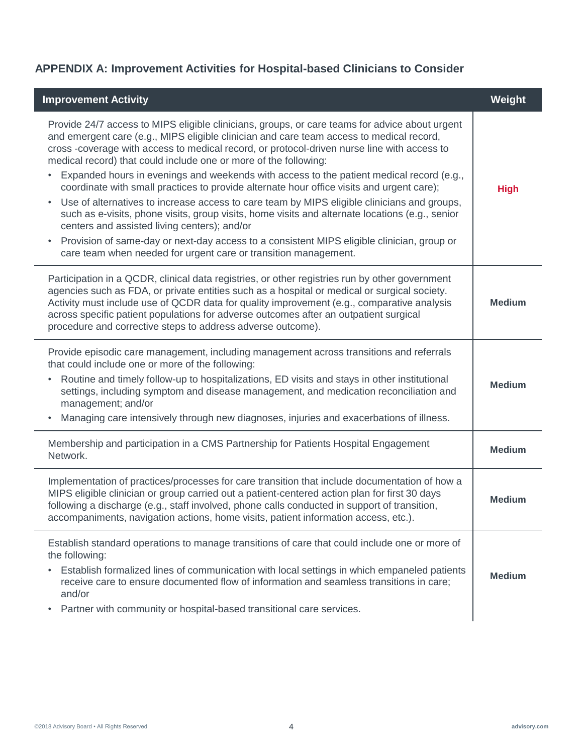### APPENDIX A: Improvement Activities for Hospital-based Clinicians to Consider

| Improvement Activity | Weight |
| --- | --- |
| Provide 24/7 access to MIPS eligible clinicians, groups, or care teams for advice about urgent and emergent care (e.g., MIPS eligible clinician and care team access to medical record, cross -coverage with access to medical record, or protocol-driven nurse line with access to medical record) that could include one or more of the following: <br>• Expanded hours in evenings and weekends with access to the patient medical record (e.g., coordinate with small practices to provide alternate hour office visits and urgent care); <br>• Use of alternatives to increase access to care team by MIPS eligible clinicians and groups, such as e-visits, phone visits, group visits, home visits and alternate locations (e.g., senior centers and assisted living centers); and/or <br>• Provision of same-day or next-day access to a consistent MIPS eligible clinician, group or care team when needed for urgent care or transition management. | **High** |
| Participation in a QCDR, clinical data registries, or other registries run by other government agencies such as FDA, or private entities such as a hospital or medical or surgical society. Activity must include use of QCDR data for quality improvement (e.g., comparative analysis across specific patient populations for adverse outcomes after an outpatient surgical procedure and corrective steps to address adverse outcome). | **Medium** |
| Provide episodic care management, including management across transitions and referrals that could include one or more of the following: <br>• Routine and timely follow-up to hospitalizations, ED visits and stays in other institutional settings, including symptom and disease management, and medication reconciliation and management; and/or <br>• Managing care intensively through new diagnoses, injuries and exacerbations of illness. | **Medium** |
| Membership and participation in a CMS Partnership for Patients Hospital Engagement Network. | **Medium** |
| Implementation of practices/processes for care transition that include documentation of how a MIPS eligible clinician or group carried out a patient-centered action plan for first 30 days following a discharge (e.g., staff involved, phone calls conducted in support of transition, accompaniments, navigation actions, home visits, patient information access, etc.). | **Medium** |
| Establish standard operations to manage transitions of care that could include one or more of the following: <br>• Establish formalized lines of communication with local settings in which empaneled patients receive care to ensure documented flow of information and seamless transitions in care; and/or <br>• Partner with community or hospital-based transitional care services. | **Medium** |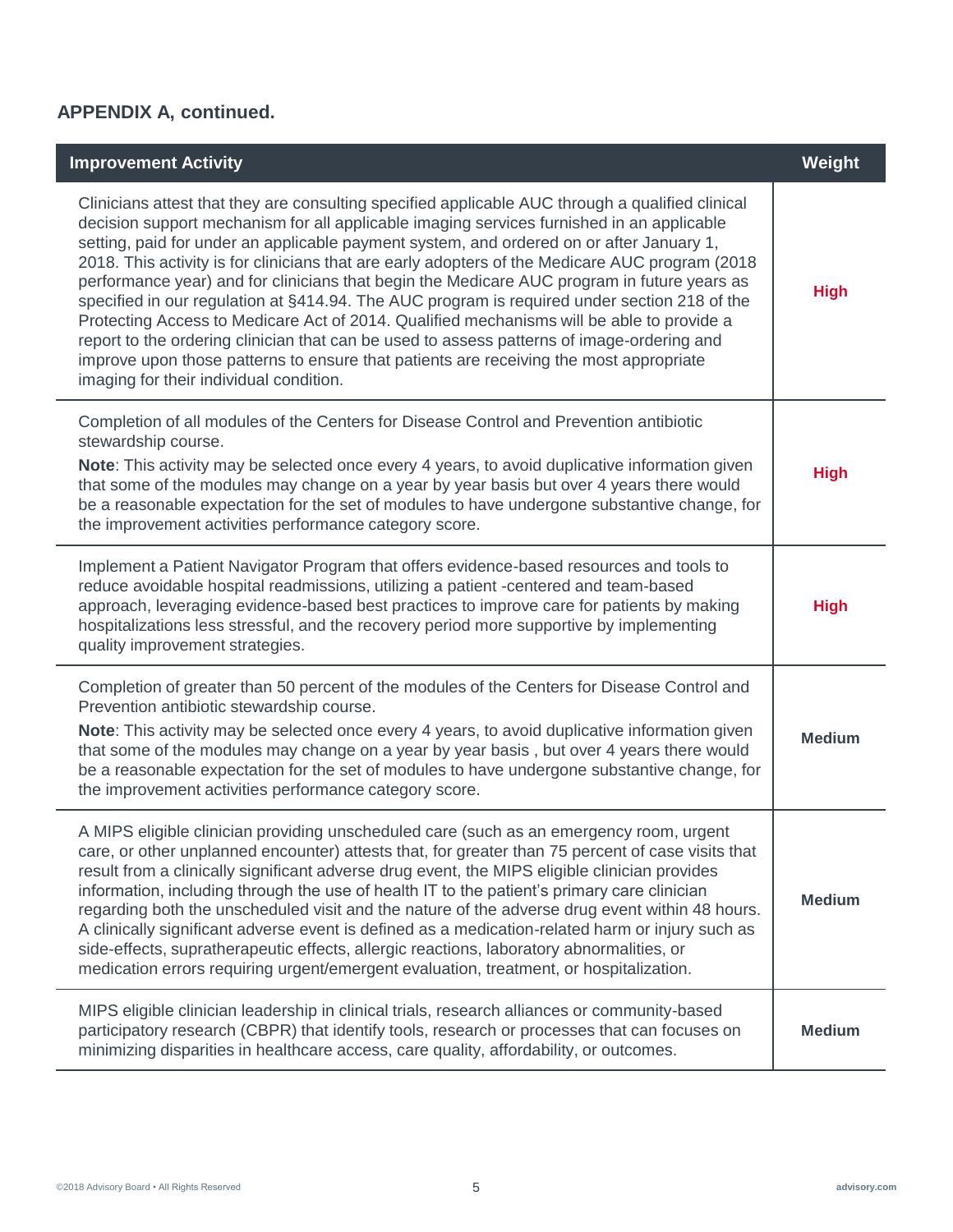**APPENDIX A, continued.**

| Improvement Activity | Weight |
|---|---|
| Clinicians attest that they are consulting specified applicable AUC through a qualified clinical decision support mechanism for all applicable imaging services furnished in an applicable setting, paid for under an applicable payment system, and ordered on or after January 1, 2018. This activity is for clinicians that are early adopters of the Medicare AUC program (2018 performance year) and for clinicians that begin the Medicare AUC program in future years as specified in our regulation at §414.94. The AUC program is required under section 218 of the Protecting Access to Medicare Act of 2014. Qualified mechanisms will be able to provide a report to the ordering clinician that can be used to assess patterns of image-ordering and improve upon those patterns to ensure that patients are receiving the most appropriate imaging for their individual condition. | **High** |
| Completion of all modules of the Centers for Disease Control and Prevention antibiotic stewardship course.<br>**Note**: This activity may be selected once every 4 years, to avoid duplicative information given that some of the modules may change on a year by year basis but over 4 years there would be a reasonable expectation for the set of modules to have undergone substantive change, for the improvement activities performance category score. | **High** |
| Implement a Patient Navigator Program that offers evidence-based resources and tools to reduce avoidable hospital readmissions, utilizing a patient -centered and team-based approach, leveraging evidence-based best practices to improve care for patients by making hospitalizations less stressful, and the recovery period more supportive by implementing quality improvement strategies. | **High** |
| Completion of greater than 50 percent of the modules of the Centers for Disease Control and Prevention antibiotic stewardship course.<br>**Note**: This activity may be selected once every 4 years, to avoid duplicative information given that some of the modules may change on a year by year basis , but over 4 years there would be a reasonable expectation for the set of modules to have undergone substantive change, for the improvement activities performance category score. | **Medium** |
| A MIPS eligible clinician providing unscheduled care (such as an emergency room, urgent care, or other unplanned encounter) attests that, for greater than 75 percent of case visits that result from a clinically significant adverse drug event, the MIPS eligible clinician provides information, including through the use of health IT to the patient's primary care clinician regarding both the unscheduled visit and the nature of the adverse drug event within 48 hours. A clinically significant adverse event is defined as a medication-related harm or injury such as side-effects, supratherapeutic effects, allergic reactions, laboratory abnormalities, or medication errors requiring urgent/emergent evaluation, treatment, or hospitalization. | **Medium** |
| MIPS eligible clinician leadership in clinical trials, research alliances or community-based participatory research (CBPR) that identify tools, research or processes that can focuses on minimizing disparities in healthcare access, care quality, affordability, or outcomes. | **Medium** |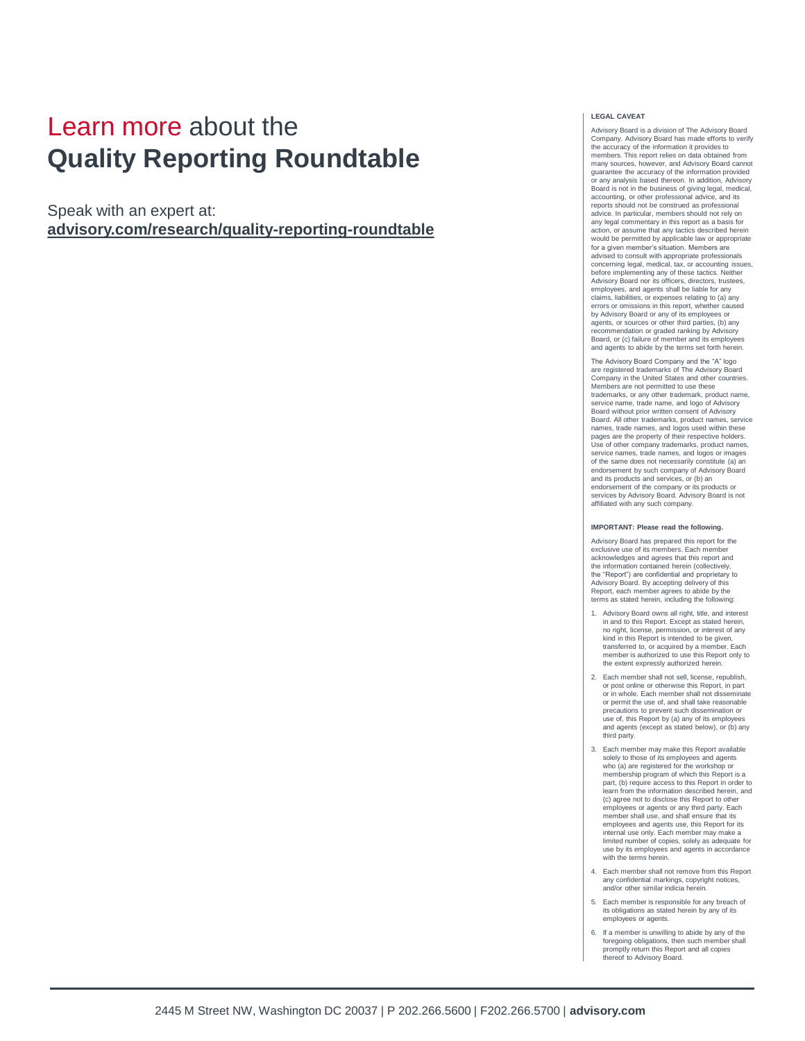# Learn more about the **Quality Reporting Roundtable**

Speak with an expert at:
**advisory.com/research/quality-reporting-roundtable**

**LEGAL CAVEAT**

Advisory Board is a division of The Advisory Board Company. Advisory Board has made efforts to verify the accuracy of the information it provides to members. This report relies on data obtained from many sources, however, and Advisory Board cannot guarantee the accuracy of the information provided or any analysis based thereon. In addition, Advisory Board is not in the business of giving legal, medical, accounting, or other professional advice, and its reports should not be construed as professional advice. In particular, members should not rely on any legal commentary in this report as a basis for action, or assume that any tactics described herein would be permitted by applicable law or appropriate for a given member's situation. Members are advised to consult with appropriate professionals concerning legal, medical, tax, or accounting issues, before implementing any of these tactics. Neither Advisory Board nor its officers, directors, trustees, employees, and agents shall be liable for any claims, liabilities, or expenses relating to (a) any errors or omissions in this report, whether caused by Advisory Board or any of its employees or agents, or sources or other third parties, (b) any recommendation or graded ranking by Advisory Board, or (c) failure of member and its employees and agents to abide by the terms set forth herein.

The Advisory Board Company and the "A" logo are registered trademarks of The Advisory Board Company in the United States and other countries. Members are not permitted to use these trademarks, or any other trademark, product name, service name, trade name, and logo of Advisory Board without prior written consent of Advisory Board. All other trademarks, product names, service names, trade names, and logos used within these pages are the property of their respective holders. Use of other company trademarks, product names, service names, trade names, and logos or images of the same does not necessarily constitute (a) an endorsement by such company of Advisory Board and its products and services, or (b) an endorsement of the company or its products or services by Advisory Board. Advisory Board is not affiliated with any such company.

**IMPORTANT: Please read the following.**

Advisory Board has prepared this report for the exclusive use of its members. Each member acknowledges and agrees that this report and the information contained herein (collectively, the "Report") are confidential and proprietary to Advisory Board. By accepting delivery of this Report, each member agrees to abide by the terms as stated herein, including the following:

1. Advisory Board owns all right, title, and interest in and to this Report. Except as stated herein, no right, license, permission, or interest of any kind in this Report is intended to be given, transferred to, or acquired by a member. Each member is authorized to use this Report only to the extent expressly authorized herein.
2. Each member shall not sell, license, republish, or post online or otherwise this Report, in part or in whole. Each member shall not disseminate or permit the use of, and shall take reasonable precautions to prevent such dissemination or use of, this Report by (a) any of its employees and agents (except as stated below), or (b) any third party.
3. Each member may make this Report available solely to those of its employees and agents who (a) are registered for the workshop or membership program of which this Report is a part, (b) require access to this Report in order to learn from the information described herein, and (c) agree not to disclose this Report to other employees or agents or any third party. Each member shall use, and shall ensure that its employees and agents use, this Report for its internal use only. Each member may make a limited number of copies, solely as adequate for use by its employees and agents in accordance with the terms herein.
4. Each member shall not remove from this Report any confidential markings, copyright notices, and/or other similar indicia herein.
5. Each member is responsible for any breach of its obligations as stated herein by any of its employees or agents.
6. If a member is unwilling to abide by any of the foregoing obligations, then such member shall promptly return this Report and all copies thereof to Advisory Board.

2445 M Street NW, Washington DC 20037 | P 202.266.5600 | F202.266.5700 | **advisory.com**